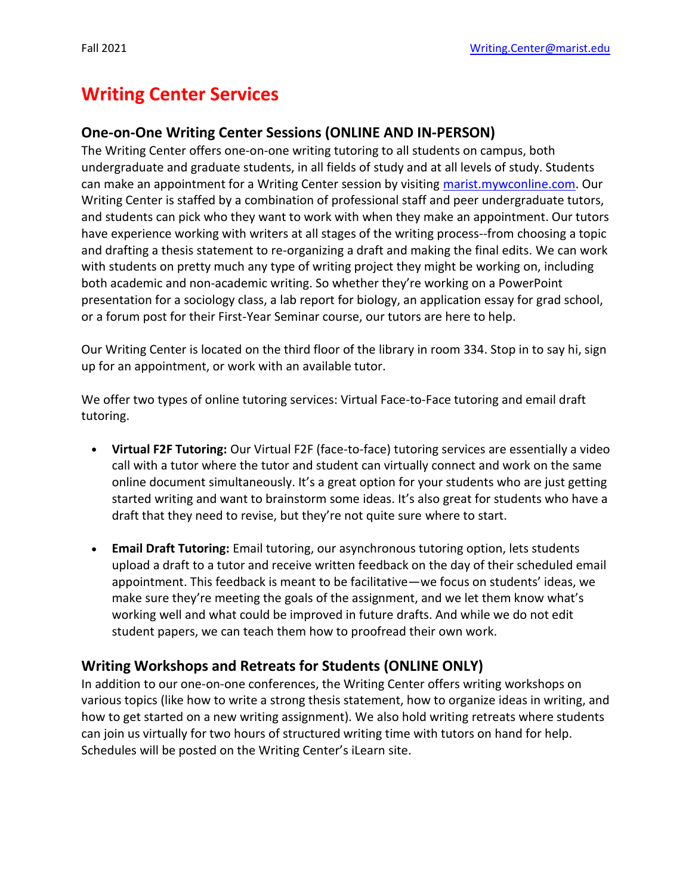# Writing Center Services

## One-on-One Writing Center Sessions (ONLINE AND IN-PERSON)

The Writing Center offers one-on-one writing tutoring to all students on campus, both undergraduate and graduate students, in all fields of study and at all levels of study. Students can make an appointment for a Writing Center session by visiting [marist.mywconline.com](marist.mywconline.com). Our Writing Center is staffed by a combination of professional staff and peer undergraduate tutors, and students can pick who they want to work with when they make an appointment. Our tutors have experience working with writers at all stages of the writing process--from choosing a topic and drafting a thesis statement to re-organizing a draft and making the final edits. We can work with students on pretty much any type of writing project they might be working on, including both academic and non-academic writing. So whether they're working on a PowerPoint presentation for a sociology class, a lab report for biology, an application essay for grad school, or a forum post for their First-Year Seminar course, our tutors are here to help.

Our Writing Center is located on the third floor of the library in room 334. Stop in to say hi, sign up for an appointment, or work with an available tutor.

We offer two types of online tutoring services: Virtual Face-to-Face tutoring and email draft tutoring.

- **Virtual F2F Tutoring:** Our Virtual F2F (face-to-face) tutoring services are essentially a video call with a tutor where the tutor and student can virtually connect and work on the same online document simultaneously. It's a great option for your students who are just getting started writing and want to brainstorm some ideas. It's also great for students who have a draft that they need to revise, but they're not quite sure where to start.

- **Email Draft Tutoring:** Email tutoring, our asynchronous tutoring option, lets students upload a draft to a tutor and receive written feedback on the day of their scheduled email appointment. This feedback is meant to be facilitative—we focus on students' ideas, we make sure they're meeting the goals of the assignment, and we let them know what's working well and what could be improved in future drafts. And while we do not edit student papers, we can teach them how to proofread their own work.

## Writing Workshops and Retreats for Students (ONLINE ONLY)

In addition to our one-on-one conferences, the Writing Center offers writing workshops on various topics (like how to write a strong thesis statement, how to organize ideas in writing, and how to get started on a new writing assignment). We also hold writing retreats where students can join us virtually for two hours of structured writing time with tutors on hand for help. Schedules will be posted on the Writing Center's iLearn site.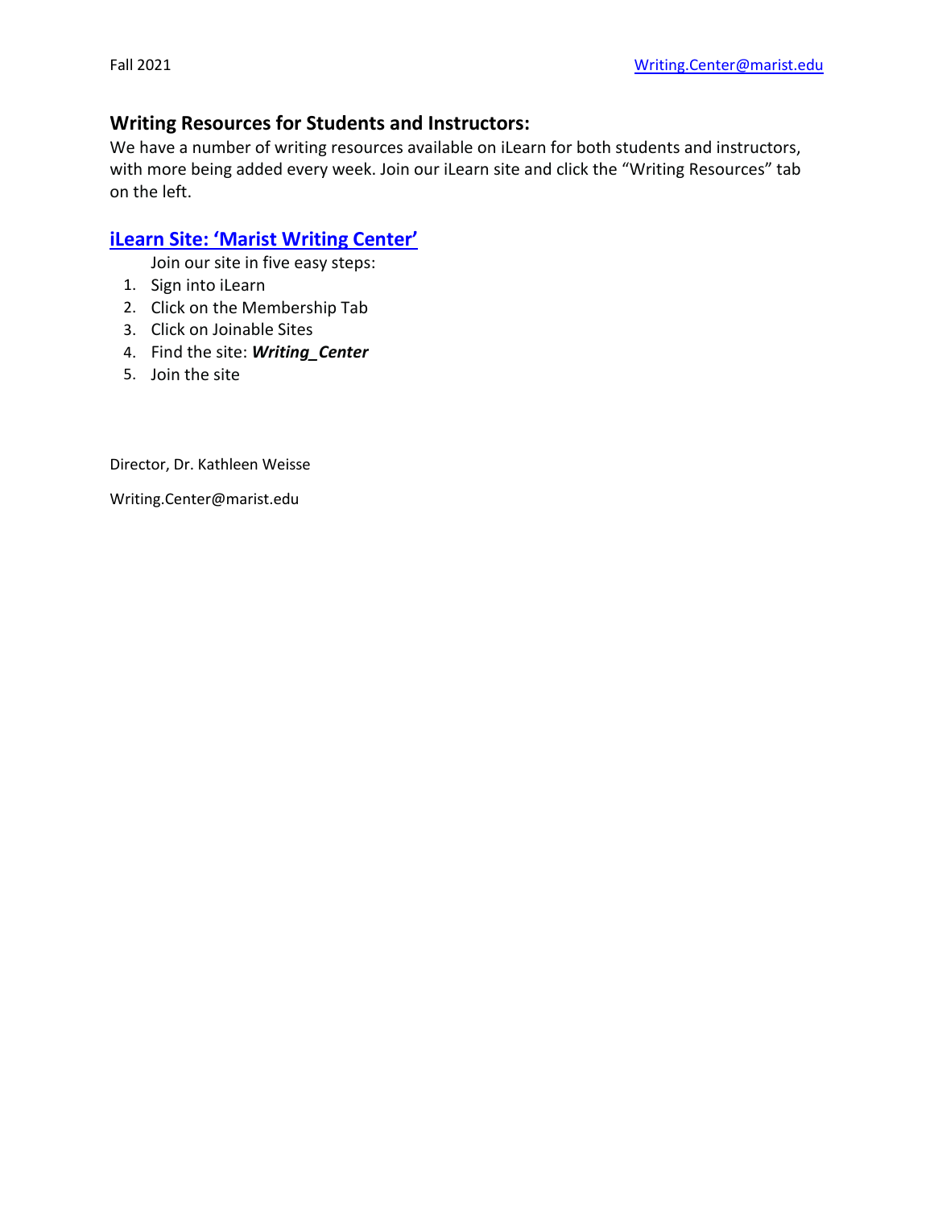## Writing Resources for Students and Instructors:

We have a number of writing resources available on iLearn for both students and instructors, with more being added every week. Join our iLearn site and click the "Writing Resources" tab on the left.

### iLearn Site: 'Marist Writing Center'

Join our site in five easy steps:

1. Sign into iLearn
2. Click on the Membership Tab
3. Click on Joinable Sites
4. Find the site: ***Writing_Center***
5. Join the site

Director, Dr. Kathleen Weisse

Writing.Center@marist.edu